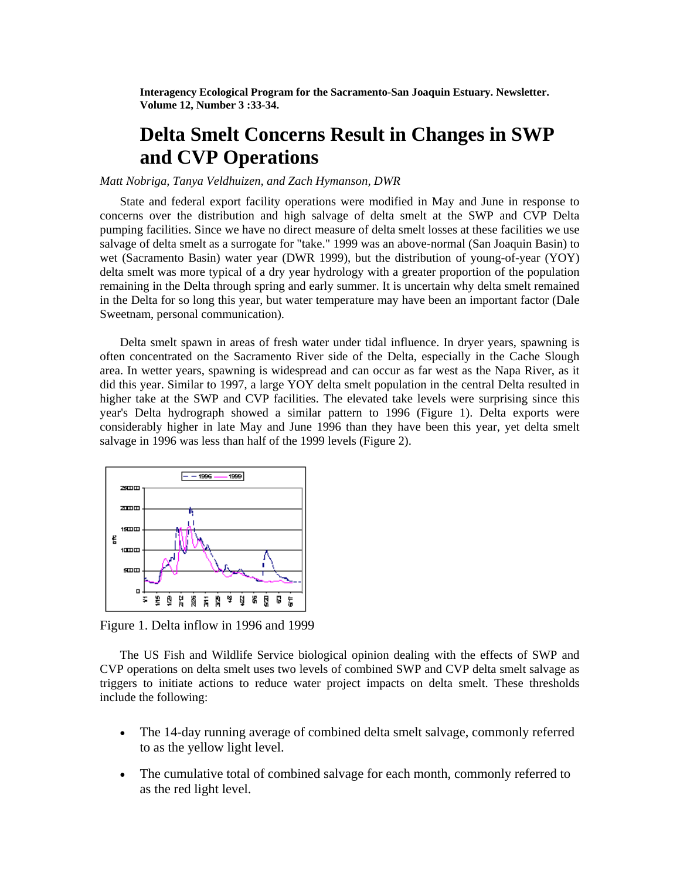**Interagency Ecological Program for the Sacramento-San Joaquin Estuary. Newsletter. Volume 12, Number 3 :33-34.**

# Delta Smelt Concerns Result in Changes in SWP and CVP Operations

*Matt Nobriga, Tanya Veldhuizen, and Zach Hymanson, DWR*

State and federal export facility operations were modified in May and June in response to concerns over the distribution and high salvage of delta smelt at the SWP and CVP Delta pumping facilities. Since we have no direct measure of delta smelt losses at these facilities we use salvage of delta smelt as a surrogate for "take." 1999 was an above-normal (San Joaquin Basin) to wet (Sacramento Basin) water year (DWR 1999), but the distribution of young-of-year (YOY) delta smelt was more typical of a dry year hydrology with a greater proportion of the population remaining in the Delta through spring and early summer. It is uncertain why delta smelt remained in the Delta for so long this year, but water temperature may have been an important factor (Dale Sweetnam, personal communication).

Delta smelt spawn in areas of fresh water under tidal influence. In dryer years, spawning is often concentrated on the Sacramento River side of the Delta, especially in the Cache Slough area. In wetter years, spawning is widespread and can occur as far west as the Napa River, as it did this year. Similar to 1997, a large YOY delta smelt population in the central Delta resulted in higher take at the SWP and CVP facilities. The elevated take levels were surprising since this year's Delta hydrograph showed a similar pattern to 1996 (Figure 1). Delta exports were considerably higher in late May and June 1996 than they have been this year, yet delta smelt salvage in 1996 was less than half of the 1999 levels (Figure 2).

Figure 1. Delta inflow in 1996 and 1999

The US Fish and Wildlife Service biological opinion dealing with the effects of SWP and CVP operations on delta smelt uses two levels of combined SWP and CVP delta smelt salvage as triggers to initiate actions to reduce water project impacts on delta smelt. These thresholds include the following:

- The 14-day running average of combined delta smelt salvage, commonly referred to as the yellow light level.
- The cumulative total of combined salvage for each month, commonly referred to as the red light level.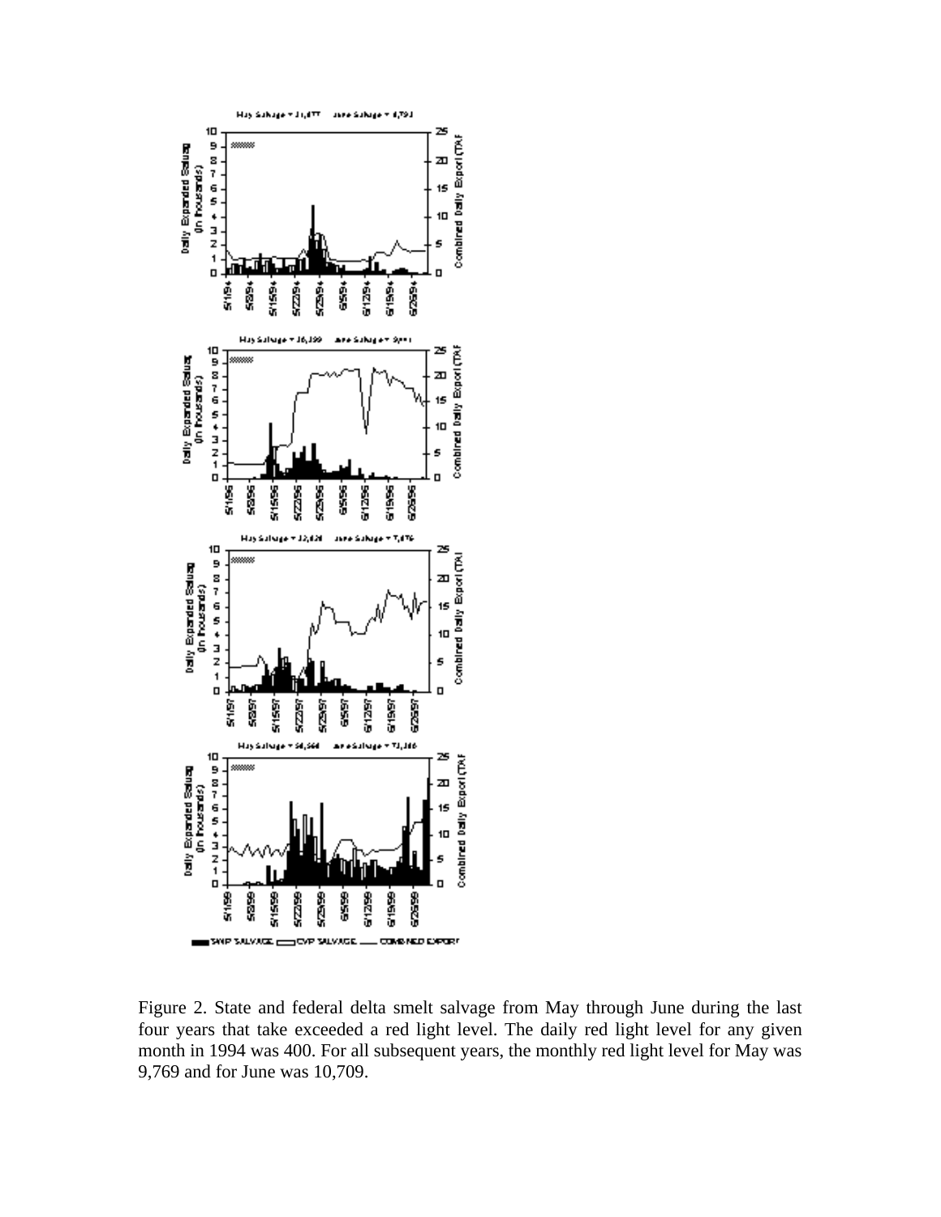Figure 2. State and federal delta smelt salvage from May through June during the last four years that take exceeded a red light level. The daily red light level for any given month in 1994 was 400. For all subsequent years, the monthly red light level for May was 9,769 and for June was 10,709.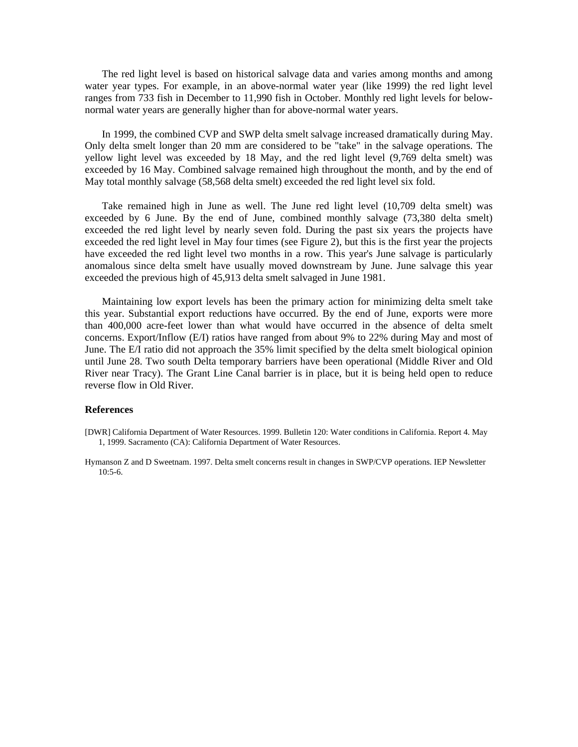The red light level is based on historical salvage data and varies among months and among water year types. For example, in an above-normal water year (like 1999) the red light level ranges from 733 fish in December to 11,990 fish in October. Monthly red light levels for below-normal water years are generally higher than for above-normal water years.

In 1999, the combined CVP and SWP delta smelt salvage increased dramatically during May. Only delta smelt longer than 20 mm are considered to be "take" in the salvage operations. The yellow light level was exceeded by 18 May, and the red light level (9,769 delta smelt) was exceeded by 16 May. Combined salvage remained high throughout the month, and by the end of May total monthly salvage (58,568 delta smelt) exceeded the red light level six fold.

Take remained high in June as well. The June red light level (10,709 delta smelt) was exceeded by 6 June. By the end of June, combined monthly salvage (73,380 delta smelt) exceeded the red light level by nearly seven fold. During the past six years the projects have exceeded the red light level in May four times (see Figure 2), but this is the first year the projects have exceeded the red light level two months in a row. This year's June salvage is particularly anomalous since delta smelt have usually moved downstream by June. June salvage this year exceeded the previous high of 45,913 delta smelt salvaged in June 1981.

Maintaining low export levels has been the primary action for minimizing delta smelt take this year. Substantial export reductions have occurred. By the end of June, exports were more than 400,000 acre-feet lower than what would have occurred in the absence of delta smelt concerns. Export/Inflow (E/I) ratios have ranged from about 9% to 22% during May and most of June. The E/I ratio did not approach the 35% limit specified by the delta smelt biological opinion until June 28. Two south Delta temporary barriers have been operational (Middle River and Old River near Tracy). The Grant Line Canal barrier is in place, but it is being held open to reduce reverse flow in Old River.

### References

[DWR] California Department of Water Resources. 1999. Bulletin 120: Water conditions in California. Report 4. May 1, 1999. Sacramento (CA): California Department of Water Resources.

Hymanson Z and D Sweetnam. 1997. Delta smelt concerns result in changes in SWP/CVP operations. IEP Newsletter 10:5-6.